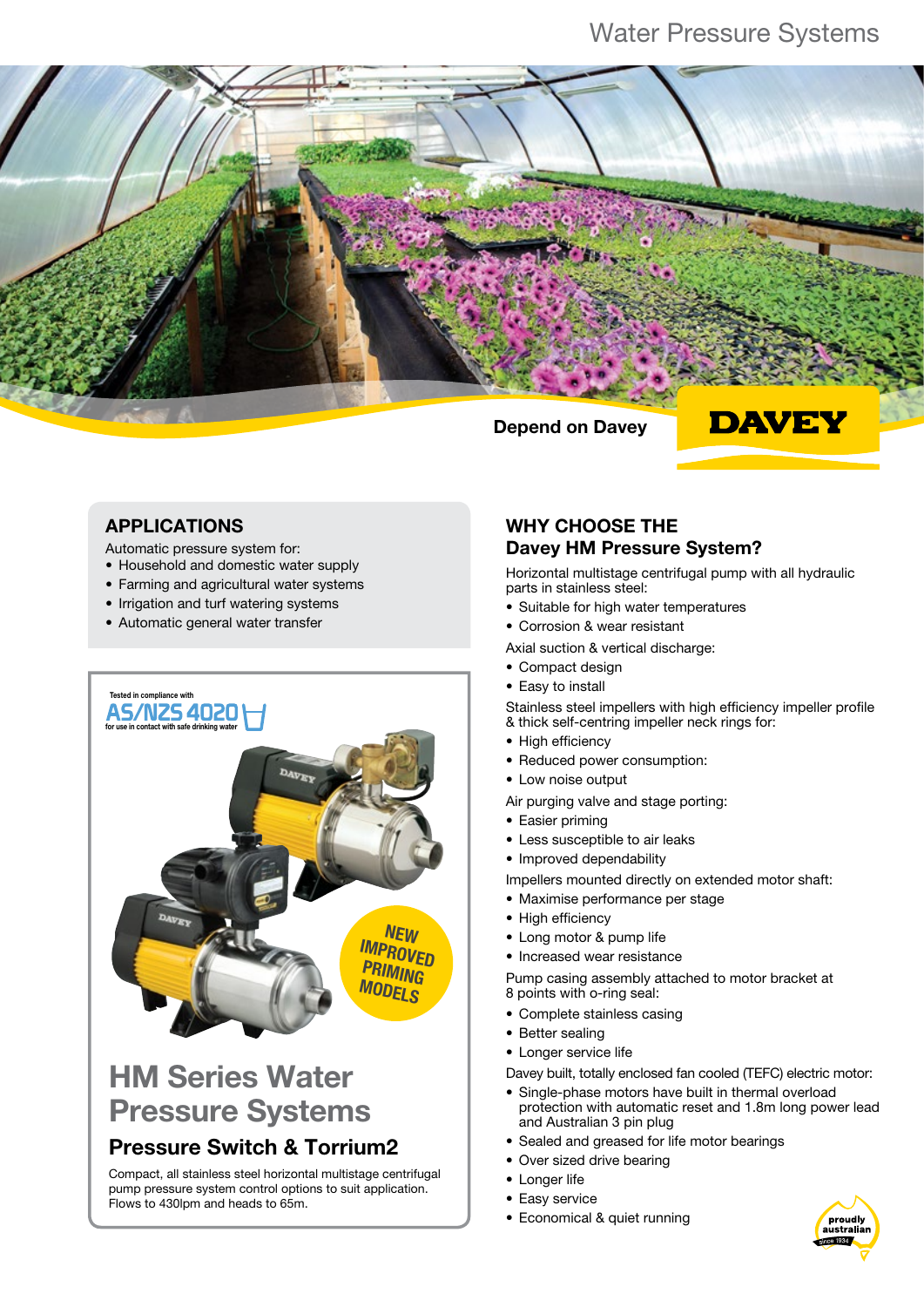# Water Pressure Systems

Depend on Davey

DAVEY

## APPLICATIONS

Automatic pressure system for:

- Household and domestic water supply
- Farming and agricultural water systems
- Irrigation and turf watering systems
- Automatic general water transfer

Tested in compliance with AS/NZS 4020 for use in contact with safe drinking water

NEW IMPROVED PRIMING MODELS

# HM Series Water Pressure Systems

## Pressure Switch & Torrium2

Compact, all stainless steel horizontal multistage centrifugal pump pressure system control options to suit application. Flows to 430lpm and heads to 65m.

## WHY CHOOSE THE Davey HM Pressure System?

Horizontal multistage centrifugal pump with all hydraulic parts in stainless steel:

- Suitable for high water temperatures
- Corrosion & wear resistant

Axial suction & vertical discharge:

- Compact design
- Easy to install

Stainless steel impellers with high efficiency impeller profile & thick self-centring impeller neck rings for:

- High efficiency
- Reduced power consumption:
- Low noise output

Air purging valve and stage porting:

- Easier priming
- Less susceptible to air leaks
- Improved dependability

Impellers mounted directly on extended motor shaft:

- Maximise performance per stage
- High efficiency
- Long motor & pump life
- Increased wear resistance

Pump casing assembly attached to motor bracket at 8 points with o-ring seal:

- Complete stainless casing
- Better sealing
- Longer service life

Davey built, totally enclosed fan cooled (TEFC) electric motor:

- Single-phase motors have built in thermal overload protection with automatic reset and 1.8m long power lead and Australian 3 pin plug
- Sealed and greased for life motor bearings
- Over sized drive bearing
- Longer life
- Easy service
- Economical & quiet running

proudly australian since 1934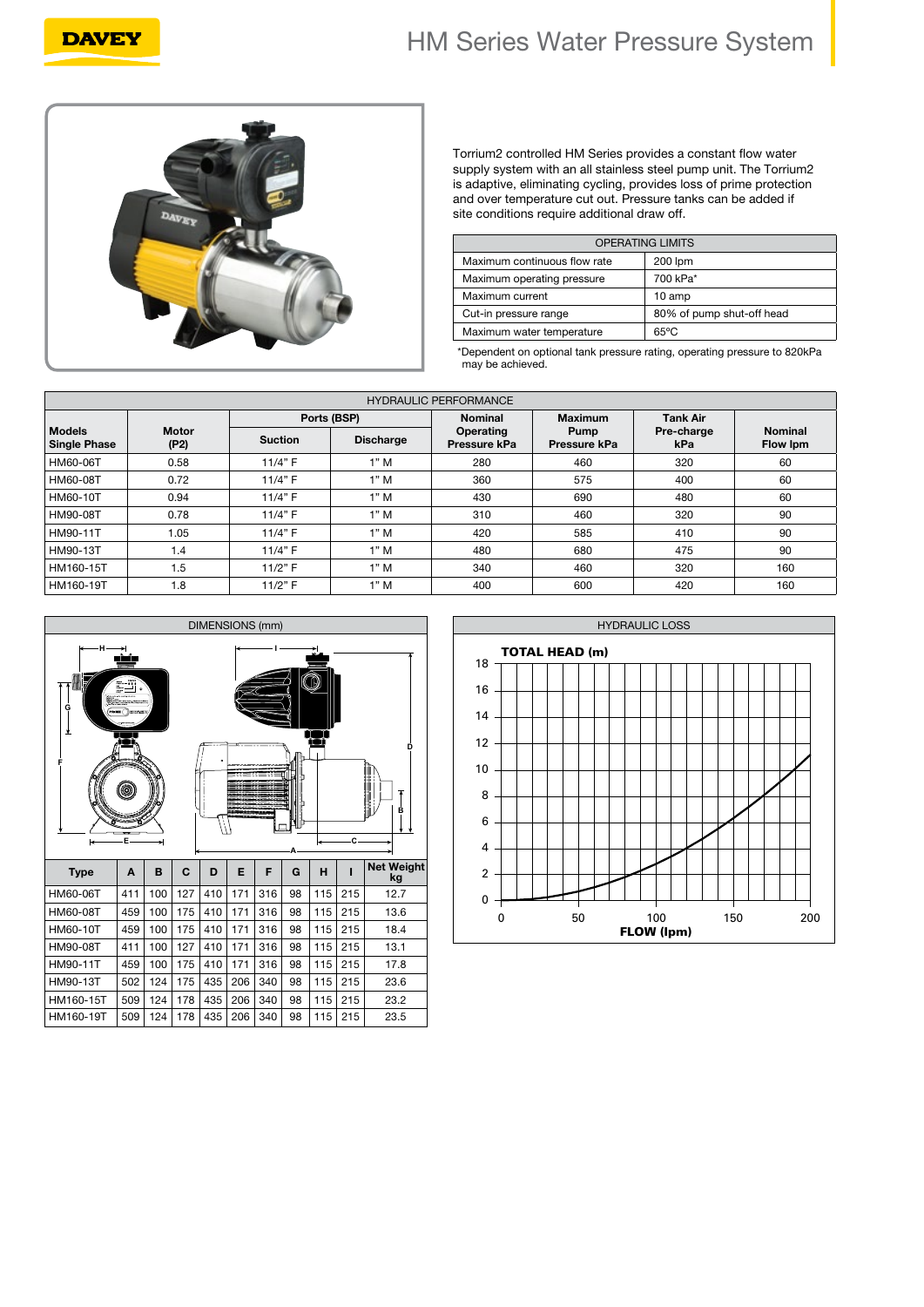# HM Series Water Pressure System

Torrium2 controlled HM Series provides a constant flow water supply system with an all stainless steel pump unit. The Torrium2 is adaptive, eliminating cycling, provides loss of prime protection and over temperature cut out. Pressure tanks can be added if site conditions require additional draw off.

| OPERATING LIMITS | |
|---|---|
| Maximum continuous flow rate | 200 lpm |
| Maximum operating pressure | 700 kPa* |
| Maximum current | 10 amp |
| Cut-in pressure range | 80% of pump shut-off head |
| Maximum water temperature | 65ºC |

*Dependent on optional tank pressure rating, operating pressure to 820kPa may be achieved.

## HYDRAULIC PERFORMANCE

| Models Single Phase | Motor (P2) | Ports (BSP) | | Nominal Operating Pressure kPa | Maximum Pump Pressure kPa | Tank Air Pre-charge kPa | Nominal Flow lpm |
|---|---|---|---|---|---|---|---|
| | | Suction | Discharge | | | | |
| HM60-06T | 0.58 | 11/4" F | 1" M | 280 | 460 | 320 | 60 |
| HM60-08T | 0.72 | 11/4" F | 1" M | 360 | 575 | 400 | 60 |
| HM60-10T | 0.94 | 11/4" F | 1" M | 430 | 690 | 480 | 60 |
| HM90-08T | 0.78 | 11/4" F | 1" M | 310 | 460 | 320 | 90 |
| HM90-11T | 1.05 | 11/4" F | 1" M | 420 | 585 | 410 | 90 |
| HM90-13T | 1.4 | 11/4" F | 1" M | 480 | 680 | 475 | 90 |
| HM160-15T | 1.5 | 11/2" F | 1" M | 340 | 460 | 320 | 160 |
| HM160-19T | 1.8 | 11/2" F | 1" M | 400 | 600 | 420 | 160 |

## DIMENSIONS (mm)

| Type | A | B | C | D | E | F | G | H | I | Net Weight kg |
|---|---|---|---|---|---|---|---|---|---|---|
| HM60-06T | 411 | 100 | 127 | 410 | 171 | 316 | 98 | 115 | 215 | 12.7 |
| HM60-08T | 459 | 100 | 175 | 410 | 171 | 316 | 98 | 115 | 215 | 13.6 |
| HM60-10T | 459 | 100 | 175 | 410 | 171 | 316 | 98 | 115 | 215 | 18.4 |
| HM90-08T | 411 | 100 | 127 | 410 | 171 | 316 | 98 | 115 | 215 | 13.1 |
| HM90-11T | 459 | 100 | 175 | 410 | 171 | 316 | 98 | 115 | 215 | 17.8 |
| HM90-13T | 502 | 124 | 175 | 435 | 206 | 340 | 98 | 115 | 215 | 23.6 |
| HM160-15T | 509 | 124 | 178 | 435 | 206 | 340 | 98 | 115 | 215 | 23.2 |
| HM160-19T | 509 | 124 | 178 | 435 | 206 | 340 | 98 | 115 | 215 | 23.5 |

## HYDRAULIC LOSS

TOTAL HEAD (m) vs FLOW (lpm)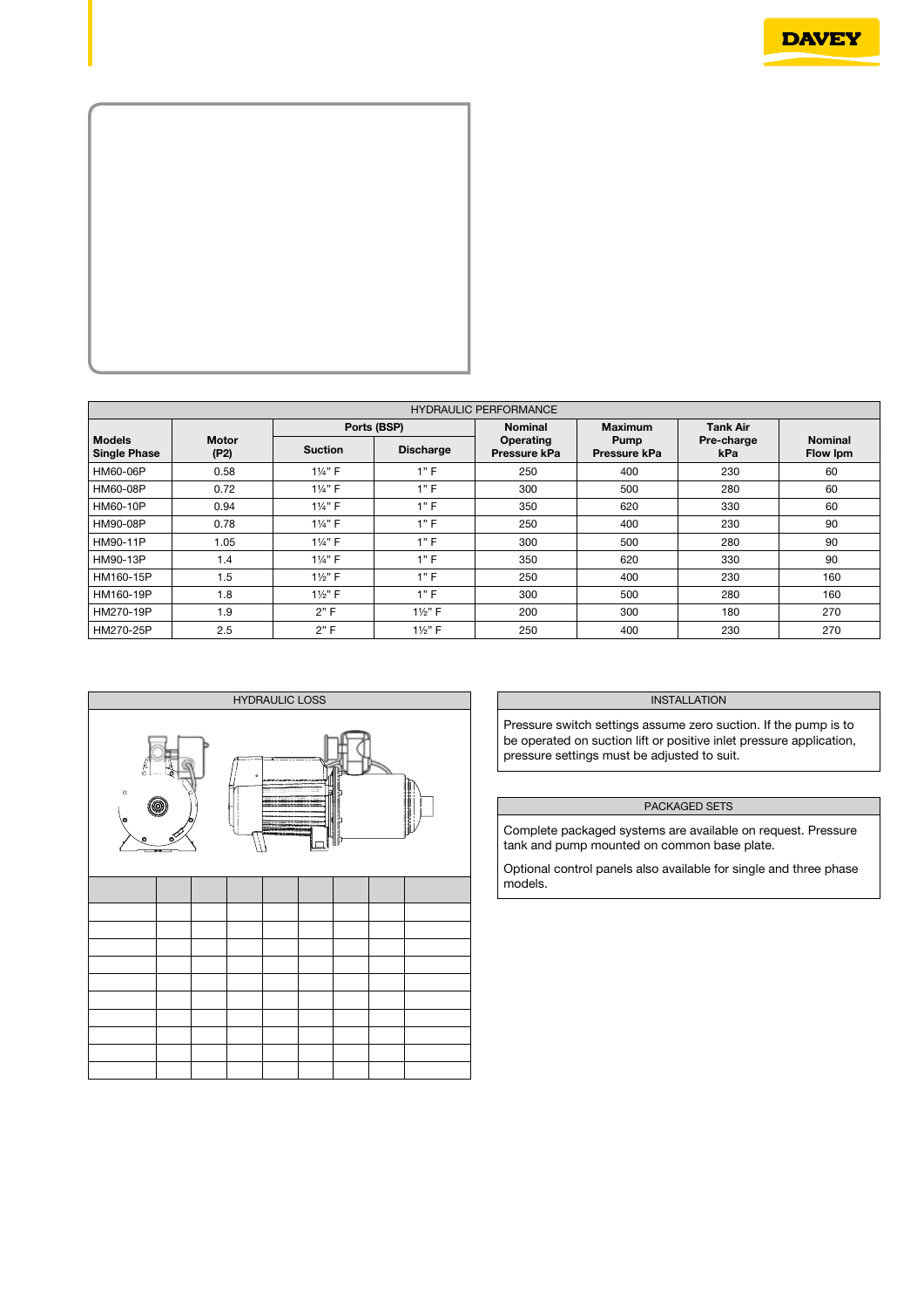| HYDRAULIC PERFORMANCE | | | | | | | |
|---|---|---|---|---|---|---|---|
| Models Single Phase | Motor (P2) | Ports (BSP) | | Nominal Operating Pressure kPa | Maximum Pump Pressure kPa | Tank Air Pre-charge kPa | Nominal Flow lpm |
| | | Suction | Discharge | | | | |
| HM60-06P | 0.58 | 1¼" F | 1" F | 250 | 400 | 230 | 60 |
| HM60-08P | 0.72 | 1¼" F | 1" F | 300 | 500 | 280 | 60 |
| HM60-10P | 0.94 | 1¼" F | 1" F | 350 | 620 | 330 | 60 |
| HM90-08P | 0.78 | 1¼" F | 1" F | 250 | 400 | 230 | 90 |
| HM90-11P | 1.05 | 1¼" F | 1" F | 300 | 500 | 280 | 90 |
| HM90-13P | 1.4 | 1¼" F | 1" F | 350 | 620 | 330 | 90 |
| HM160-15P | 1.5 | 1½" F | 1" F | 250 | 400 | 230 | 160 |
| HM160-19P | 1.8 | 1½" F | 1" F | 300 | 500 | 280 | 160 |
| HM270-19P | 1.9 | 2" F | 1½" F | 200 | 300 | 180 | 270 |
| HM270-25P | 2.5 | 2" F | 1½" F | 250 | 400 | 230 | 270 |

## HYDRAULIC LOSS

## INSTALLATION

Pressure switch settings assume zero suction. If the pump is to be operated on suction lift or positive inlet pressure application, pressure settings must be adjusted to suit.

## PACKAGED SETS

Complete packaged systems are available on request. Pressure tank and pump mounted on common base plate.

Optional control panels also available for single and three phase models.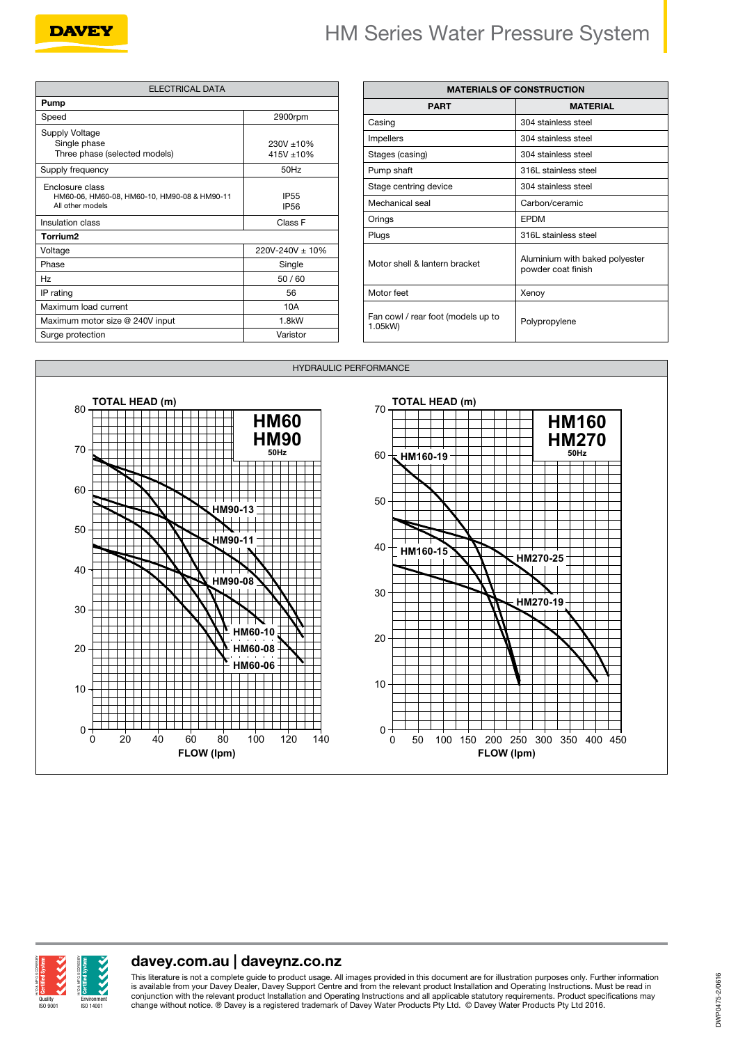# HM Series Water Pressure System

| ELECTRICAL DATA | |
|---|---|
| **Pump** | |
| Speed | 2900rpm |
| Supply Voltage<br>Single phase<br>Three phase (selected models) | <br>230V ±10%<br>415V ±10% |
| Supply frequency | 50Hz |
| Enclosure class<br>HM60-06, HM60-08, HM60-10, HM90-08 & HM90-11<br>All other models | <br>IP55<br>IP56 |
| Insulation class | Class F |
| **Torrium2** | |
| Voltage | 220V-240V ± 10% |
| Phase | Single |
| Hz | 50 / 60 |
| IP rating | 56 |
| Maximum load current | 10A |
| Maximum motor size @ 240V input | 1.8kW |
| Surge protection | Varistor |

**MATERIALS OF CONSTRUCTION**

| PART | MATERIAL |
|---|---|
| Casing | 304 stainless steel |
| Impellers | 304 stainless steel |
| Stages (casing) | 304 stainless steel |
| Pump shaft | 316L stainless steel |
| Stage centring device | 304 stainless steel |
| Mechanical seal | Carbon/ceramic |
| Orings | EPDM |
| Plugs | 316L stainless steel |
| Motor shell & lantern bracket | Aluminium with baked polyester powder coat finish |
| Motor feet | Xenoy |
| Fan cowl / rear foot (models up to 1.05kW) | Polypropylene |

## HYDRAULIC PERFORMANCE

HM60
HM90
50Hz

TOTAL HEAD (m)
0 10 20 30 40 50 60 70 80
FLOW (lpm)
0 20 40 60 80 100 120 140

HM90-13
HM90-11
HM90-08
HM60-10
HM60-08
HM60-06

HM160
HM270
50Hz

TOTAL HEAD (m)
0 10 20 30 40 50 60 70
FLOW (lpm)
0 50 100 150 200 250 300 350 400 450

HM160-19
HM160-15
HM270-25
HM270-19

**davey.com.au | daveynz.co.nz**

This literature is not a complete guide to product usage. All images provided in this document are for illustration purposes only. Further information is available from your Davey Dealer, Davey Support Centre and from the relevant product Installation and Operating Instructions. Must be read in conjunction with the relevant product Installation and Operating Instructions and all applicable statutory requirements. Product specifications may change without notice. ® Davey is a registered trademark of Davey Water Products Pty Ltd. © Davey Water Products Pty Ltd 2016.

DWP0475-2/0616